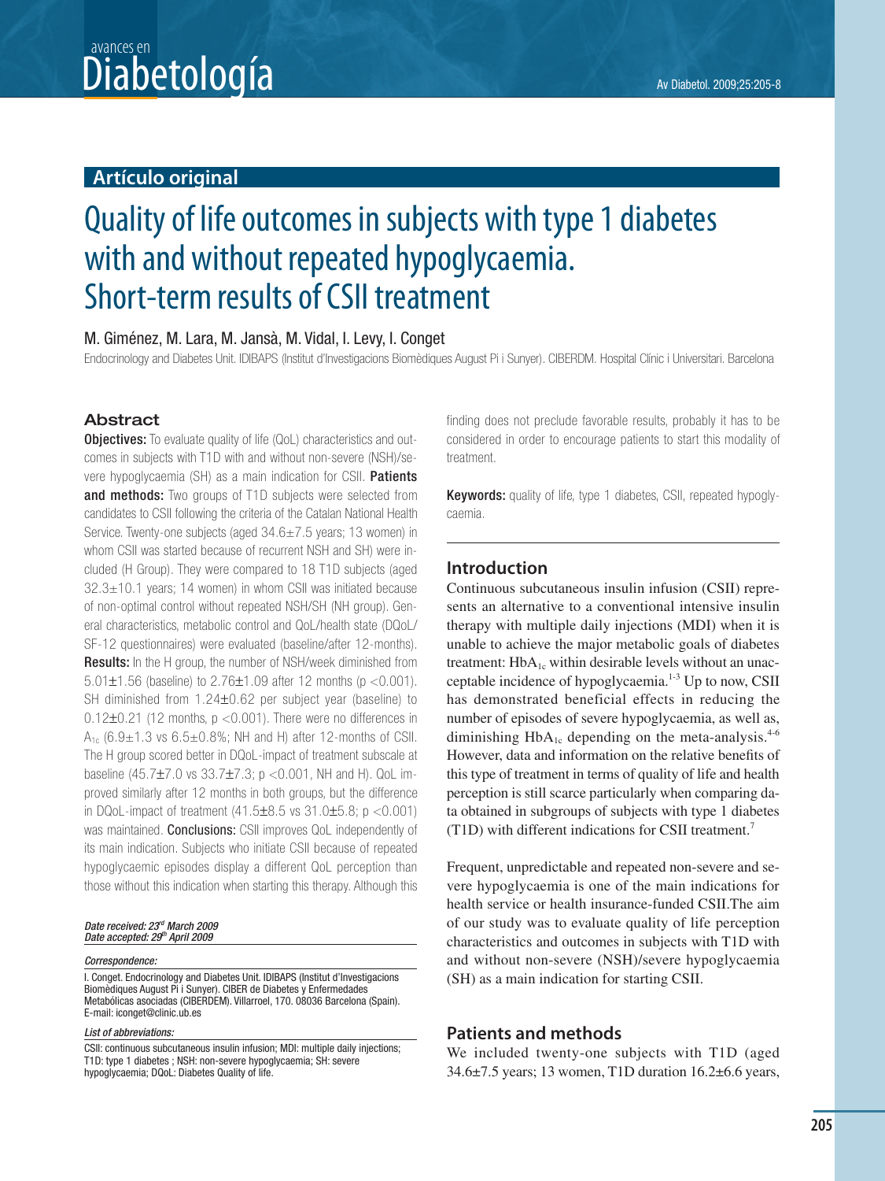## Artículo original

# Quality of life outcomes in subjects with type 1 diabetes with and without repeated hypoglycaemia. Short-term results of CSII treatment

M. Giménez, M. Lara, M. Jansà, M. Vidal, I. Levy, I. Conget

Endocrinology and Diabetes Unit. IDIBAPS (Institut d'Investigacions Biomèdiques August Pi i Sunyer). CIBERDM. Hospital Clínic i Universitari. Barcelona

### Abstract

**Objectives:** To evaluate quality of life (QoL) characteristics and outcomes in subjects with T1D with and without non-severe (NSH)/severe hypoglycaemia (SH) as a main indication for CSII. **Patients and methods:** Two groups of T1D subjects were selected from candidates to CSII following the criteria of the Catalan National Health Service. Twenty-one subjects (aged 34.6±7.5 years; 13 women) in whom CSII was started because of recurrent NSH and SH) were included (H Group). They were compared to 18 T1D subjects (aged 32.3±10.1 years; 14 women) in whom CSII was initiated because of non-optimal control without repeated NSH/SH (NH group). General characteristics, metabolic control and QoL/health state (DQoL/SF-12 questionnaires) were evaluated (baseline/after 12-months). **Results:** In the H group, the number of NSH/week diminished from 5.01±1.56 (baseline) to 2.76±1.09 after 12 months ($p < 0.001$). SH diminished from 1.24±0.62 per subject year (baseline) to 0.12±0.21 (12 months, $p < 0.001$). There were no differences in $A_{1c}$ (6.9±1.3 vs 6.5±0.8%; NH and H) after 12-months of CSII. The H group scored better in DQoL-impact of treatment subscale at baseline (45.7±7.0 vs 33.7±7.3; $p < 0.001$, NH and H). QoL improved similarly after 12 months in both groups, but the difference in DQoL-impact of treatment (41.5±8.5 vs 31.0±5.8; $p < 0.001$) was maintained. **Conclusions:** CSII improves QoL independently of its main indication. Subjects who initiate CSII because of repeated hypoglycaemic episodes display a different QoL perception than those without this indication when starting this therapy. Although this finding does not preclude favorable results, probably it has to be considered in order to encourage patients to start this modality of treatment.

**Keywords:** quality of life, type 1 diabetes, CSII, repeated hypoglycaemia.

*Date received: 23rd March 2009*
*Date accepted: 29th April 2009*

*Correspondence:*

I. Conget. Endocrinology and Diabetes Unit. IDIBAPS (Institut d'Investigacions Biomèdiques August Pi i Sunyer). CIBER de Diabetes y Enfermedades Metabólicas asociadas (CIBERDEM). Villarroel, 170. 08036 Barcelona (Spain). E-mail: iconget@clinic.ub.es

*List of abbreviations:*

CSII: continuous subcutaneous insulin infusion; MDI: multiple daily injections; T1D: type 1 diabetes ; NSH: non-severe hypoglycaemia; SH: severe hypoglycaemia; DQoL: Diabetes Quality of life.

## Introduction

Continuous subcutaneous insulin infusion (CSII) represents an alternative to a conventional intensive insulin therapy with multiple daily injections (MDI) when it is unable to achieve the major metabolic goals of diabetes treatment: $HbA_{1c}$ within desirable levels without an unacceptable incidence of hypoglycaemia.[1-3] Up to now, CSII has demonstrated beneficial effects in reducing the number of episodes of severe hypoglycaemia, as well as, diminishing $HbA_{1c}$ depending on the meta-analysis.[4-6] However, data and information on the relative benefits of this type of treatment in terms of quality of life and health perception is still scarce particularly when comparing data obtained in subgroups of subjects with type 1 diabetes (T1D) with different indications for CSII treatment.[7]

Frequent, unpredictable and repeated non-severe and severe hypoglycaemia is one of the main indications for health service or health insurance-funded CSII.The aim of our study was to evaluate quality of life perception characteristics and outcomes in subjects with T1D with and without non-severe (NSH)/severe hypoglycaemia (SH) as a main indication for starting CSII.

## Patients and methods

We included twenty-one subjects with T1D (aged 34.6±7.5 years; 13 women, T1D duration 16.2±6.6 years,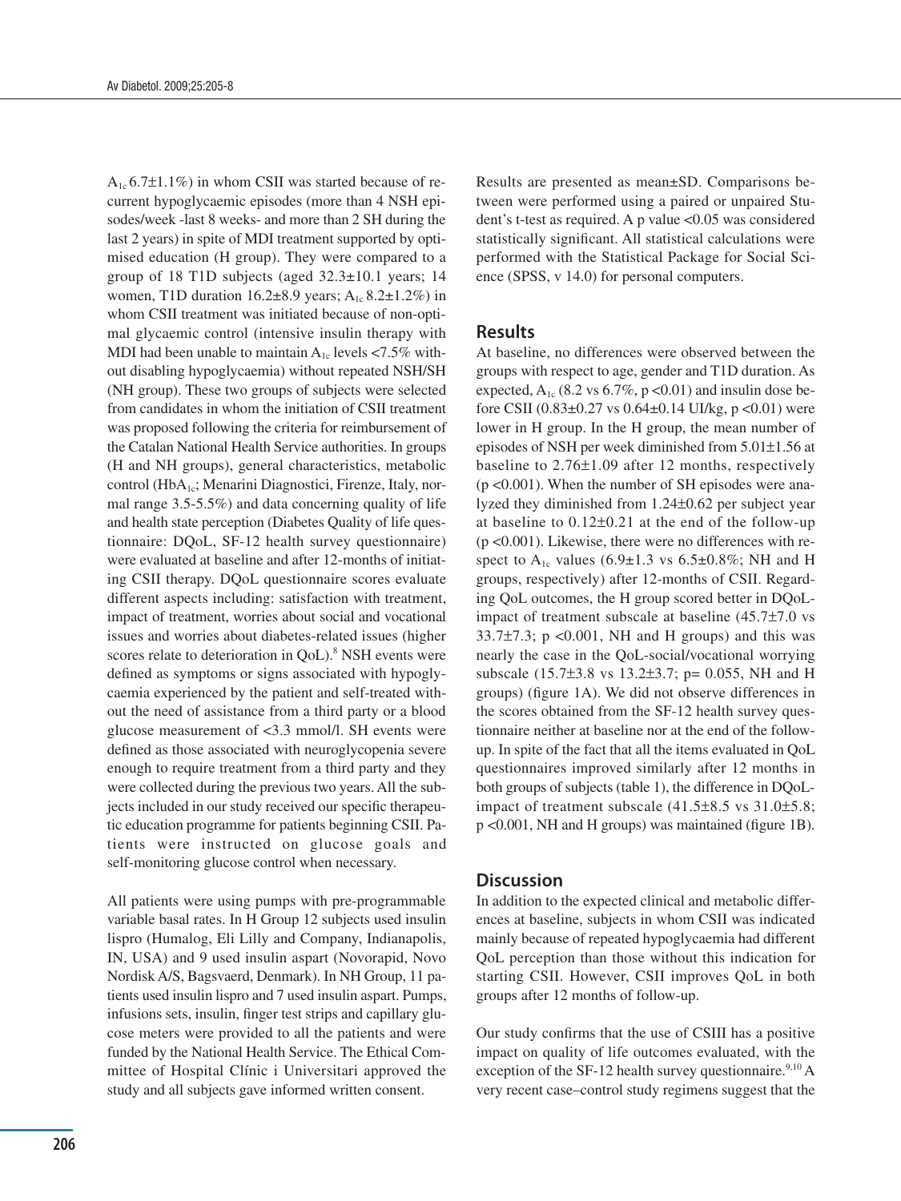$A_{1c}$ 6.7±1.1%) in whom CSII was started because of recurrent hypoglycaemic episodes (more than 4 NSH episodes/week -last 8 weeks- and more than 2 SH during the last 2 years) in spite of MDI treatment supported by optimised education (H group). They were compared to a group of 18 T1D subjects (aged 32.3±10.1 years; 14 women, T1D duration 16.2±8.9 years; $A_{1c}$ 8.2±1.2%) in whom CSII treatment was initiated because of non-optimal glycaemic control (intensive insulin therapy with MDI had been unable to maintain $A_{1c}$ levels <7.5% without disabling hypoglycaemia) without repeated NSH/SH (NH group). These two groups of subjects were selected from candidates in whom the initiation of CSII treatment was proposed following the criteria for reimbursement of the Catalan National Health Service authorities. In groups (H and NH groups), general characteristics, metabolic control ($HbA_{1c}$; Menarini Diagnostici, Firenze, Italy, normal range 3.5-5.5%) and data concerning quality of life and health state perception (Diabetes Quality of life questionnaire: DQoL, SF-12 health survey questionnaire) were evaluated at baseline and after 12-months of initiating CSII therapy. DQoL questionnaire scores evaluate different aspects including: satisfaction with treatment, impact of treatment, worries about social and vocational issues and worries about diabetes-related issues (higher scores relate to deterioration in QoL).[8] NSH events were defined as symptoms or signs associated with hypoglycaemia experienced by the patient and self-treated without the need of assistance from a third party or a blood glucose measurement of <3.3 mmol/l. SH events were defined as those associated with neuroglycopenia severe enough to require treatment from a third party and they were collected during the previous two years. All the subjects included in our study received our specific therapeutic education programme for patients beginning CSII. Patients were instructed on glucose goals and self-monitoring glucose control when necessary.

All patients were using pumps with pre-programmable variable basal rates. In H Group 12 subjects used insulin lispro (Humalog, Eli Lilly and Company, Indianapolis, IN, USA) and 9 used insulin aspart (Novorapid, Novo Nordisk A/S, Bagsvaerd, Denmark). In NH Group, 11 patients used insulin lispro and 7 used insulin aspart. Pumps, infusions sets, insulin, finger test strips and capillary glucose meters were provided to all the patients and were funded by the National Health Service. The Ethical Committee of Hospital Clínic i Universitari approved the study and all subjects gave informed written consent.

Results are presented as mean±SD. Comparisons between were performed using a paired or unpaired Student's t-test as required. A p value <0.05 was considered statistically significant. All statistical calculations were performed with the Statistical Package for Social Science (SPSS, v 14.0) for personal computers.

## Results

At baseline, no differences were observed between the groups with respect to age, gender and T1D duration. As expected, $A_{1c}$ (8.2 vs 6.7%, $p < 0.01$) and insulin dose before CSII (0.83±0.27 vs 0.64±0.14 UI/kg, $p < 0.01$) were lower in H group. In the H group, the mean number of episodes of NSH per week diminished from 5.01±1.56 at baseline to 2.76±1.09 after 12 months, respectively ($p < 0.001$). When the number of SH episodes were analyzed they diminished from 1.24±0.62 per subject year at baseline to 0.12±0.21 at the end of the follow-up ($p < 0.001$). Likewise, there were no differences with respect to $A_{1c}$ values (6.9±1.3 vs 6.5±0.8%; NH and H groups, respectively) after 12-months of CSII. Regarding QoL outcomes, the H group scored better in DQoL-impact of treatment subscale at baseline (45.7±7.0 vs 33.7±7.3; $p < 0.001$, NH and H groups) and this was nearly the case in the QoL-social/vocational worrying subscale (15.7±3.8 vs 13.2±3.7; p= 0.055, NH and H groups) (figure 1A). We did not observe differences in the scores obtained from the SF-12 health survey questionnaire neither at baseline nor at the end of the follow-up. In spite of the fact that all the items evaluated in QoL questionnaires improved similarly after 12 months in both groups of subjects (table 1), the difference in DQoL-impact of treatment subscale (41.5±8.5 vs 31.0±5.8; $p < 0.001$, NH and H groups) was maintained (figure 1B).

## Discussion

In addition to the expected clinical and metabolic differences at baseline, subjects in whom CSII was indicated mainly because of repeated hypoglycaemia had different QoL perception than those without this indication for starting CSII. However, CSII improves QoL in both groups after 12 months of follow-up.

Our study confirms that the use of CSIII has a positive impact on quality of life outcomes evaluated, with the exception of the SF-12 health survey questionnaire.[9,10] A very recent case–control study regimens suggest that the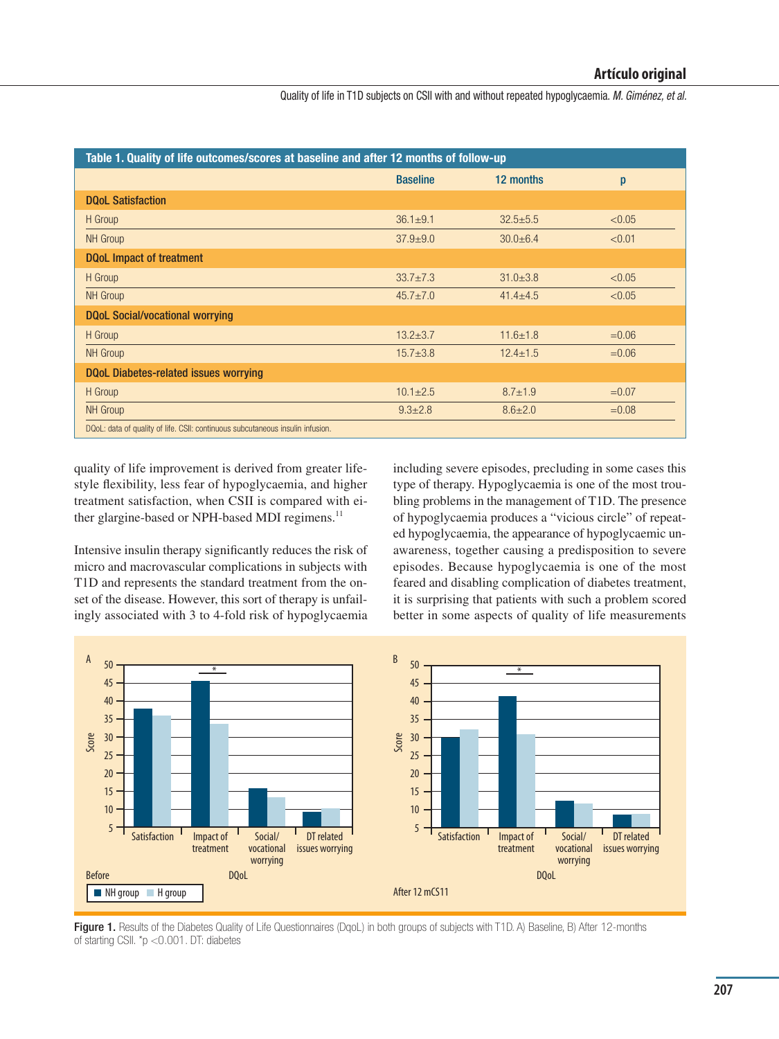**Table 1. Quality of life outcomes/scores at baseline and after 12 months of follow-up**

| | Baseline | 12 months | p |
|---|---|---|---|
| **DQoL Satisfaction** | | | |
| H Group | 36.1±9.1 | 32.5±5.5 | <0.05 |
| NH Group | 37.9±9.0 | 30.0±6.4 | <0.01 |
| **DQoL Impact of treatment** | | | |
| H Group | 33.7±7.3 | 31.0±3.8 | <0.05 |
| NH Group | 45.7±7.0 | 41.4±4.5 | <0.05 |
| **DQoL Social/vocational worrying** | | | |
| H Group | 13.2±3.7 | 11.6±1.8 | =0.06 |
| NH Group | 15.7±3.8 | 12.4±1.5 | =0.06 |
| **DQoL Diabetes-related issues worrying** | | | |
| H Group | 10.1±2.5 | 8.7±1.9 | =0.07 |
| NH Group | 9.3±2.8 | 8.6±2.0 | =0.08 |

DQoL: data of quality of life. CSII: continuous subcutaneous insulin infusion.

quality of life improvement is derived from greater lifestyle flexibility, less fear of hypoglycaemia, and higher treatment satisfaction, when CSII is compared with either glargine-based or NPH-based MDI regimens.[11]

Intensive insulin therapy significantly reduces the risk of micro and macrovascular complications in subjects with T1D and represents the standard treatment from the onset of the disease. However, this sort of therapy is unfailingly associated with 3 to 4-fold risk of hypoglycaemia including severe episodes, precluding in some cases this type of therapy. Hypoglycaemia is one of the most troubling problems in the management of T1D. The presence of hypoglycaemia produces a "vicious circle" of repeated hypoglycaemia, the appearance of hypoglycaemic unawareness, together causing a predisposition to severe episodes. Because hypoglycaemia is one of the most feared and disabling complication of diabetes treatment, it is surprising that patients with such a problem scored better in some aspects of quality of life measurements

**Figure 1.** Results of the Diabetes Quality of Life Questionnaires (DqoL) in both groups of subjects with T1D. A) Baseline, B) After 12-months of starting CSII. *p <0.001. DT: diabetes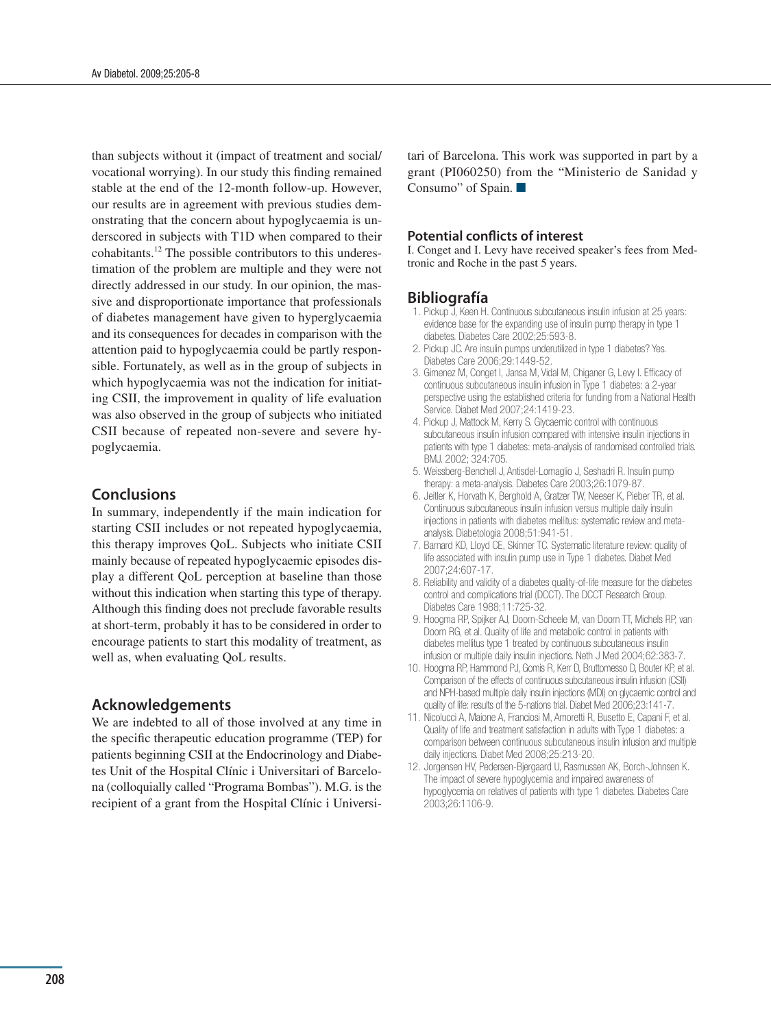than subjects without it (impact of treatment and social/vocational worrying). In our study this finding remained stable at the end of the 12-month follow-up. However, our results are in agreement with previous studies demonstrating that the concern about hypoglycaemia is underscored in subjects with T1D when compared to their cohabitants.[12] The possible contributors to this underestimation of the problem are multiple and they were not directly addressed in our study. In our opinion, the massive and disproportionate importance that professionals of diabetes management have given to hyperglycaemia and its consequences for decades in comparison with the attention paid to hypoglycaemia could be partly responsible. Fortunately, as well as in the group of subjects in which hypoglycaemia was not the indication for initiating CSII, the improvement in quality of life evaluation was also observed in the group of subjects who initiated CSII because of repeated non-severe and severe hypoglycaemia.

## Conclusions

In summary, independently if the main indication for starting CSII includes or not repeated hypoglycaemia, this therapy improves QoL. Subjects who initiate CSII mainly because of repeated hypoglycaemic episodes display a different QoL perception at baseline than those without this indication when starting this type of therapy. Although this finding does not preclude favorable results at short-term, probably it has to be considered in order to encourage patients to start this modality of treatment, as well as, when evaluating QoL results.

## Acknowledgements

We are indebted to all of those involved at any time in the specific therapeutic education programme (TEP) for patients beginning CSII at the Endocrinology and Diabetes Unit of the Hospital Clínic i Universitari of Barcelona (colloquially called "Programa Bombas"). M.G. is the recipient of a grant from the Hospital Clínic i Universitari of Barcelona. This work was supported in part by a grant (PI060250) from the "Ministerio de Sanidad y Consumo" of Spain. ■

### Potential conflicts of interest

I. Conget and I. Levy have received speaker's fees from Medtronic and Roche in the past 5 years.

## Bibliografía

1. Pickup J, Keen H. Continuous subcutaneous insulin infusion at 25 years: evidence base for the expanding use of insulin pump therapy in type 1 diabetes. Diabetes Care 2002;25:593-8.
2. Pickup JC. Are insulin pumps underutilized in type 1 diabetes? Yes. Diabetes Care 2006;29:1449-52.
3. Gimenez M, Conget I, Jansa M, Vidal M, Chiganer G, Levy I. Efficacy of continuous subcutaneous insulin infusion in Type 1 diabetes: a 2-year perspective using the established criteria for funding from a National Health Service. Diabet Med 2007;24:1419-23.
4. Pickup J, Mattock M, Kerry S. Glycaemic control with continuous subcutaneous insulin infusion compared with intensive insulin injections in patients with type 1 diabetes: meta-analysis of randomised controlled trials. BMJ. 2002; 324:705.
5. Weissberg-Benchell J, Antisdel-Lomaglio J, Seshadri R. Insulin pump therapy: a meta-analysis. Diabetes Care 2003;26:1079-87.
6. Jeitler K, Horvath K, Berghold A, Gratzer TW, Neeser K, Pieber TR, et al. Continuous subcutaneous insulin infusion versus multiple daily insulin injections in patients with diabetes mellitus: systematic review and meta-analysis. Diabetologia 2008;51:941-51.
7. Barnard KD, Lloyd CE, Skinner TC. Systematic literature review: quality of life associated with insulin pump use in Type 1 diabetes. Diabet Med 2007;24:607-17.
8. Reliability and validity of a diabetes quality-of-life measure for the diabetes control and complications trial (DCCT). The DCCT Research Group. Diabetes Care 1988;11:725-32.
9. Hoogma RP, Spijker AJ, Doorn-Scheele M, van Doorn TT, Michels RP, van Doorn RG, et al. Quality of life and metabolic control in patients with diabetes mellitus type 1 treated by continuous subcutaneous insulin infusion or multiple daily insulin injections. Neth J Med 2004;62:383-7.
10. Hoogma RP, Hammond PJ, Gomis R, Kerr D, Bruttomesso D, Bouter KP, et al. Comparison of the effects of continuous subcutaneous insulin infusion (CSII) and NPH-based multiple daily insulin injections (MDI) on glycaemic control and quality of life: results of the 5-nations trial. Diabet Med 2006;23:141-7.
11. Nicolucci A, Maione A, Franciosi M, Amoretti R, Busetto E, Capani F, et al. Quality of life and treatment satisfaction in adults with Type 1 diabetes: a comparison between continuous subcutaneous insulin infusion and multiple daily injections. Diabet Med 2008;25:213-20.
12. Jorgensen HV, Pedersen-Bjergaard U, Rasmussen AK, Borch-Johnsen K. The impact of severe hypoglycemia and impaired awareness of hypoglycemia on relatives of patients with type 1 diabetes. Diabetes Care 2003;26:1106-9.